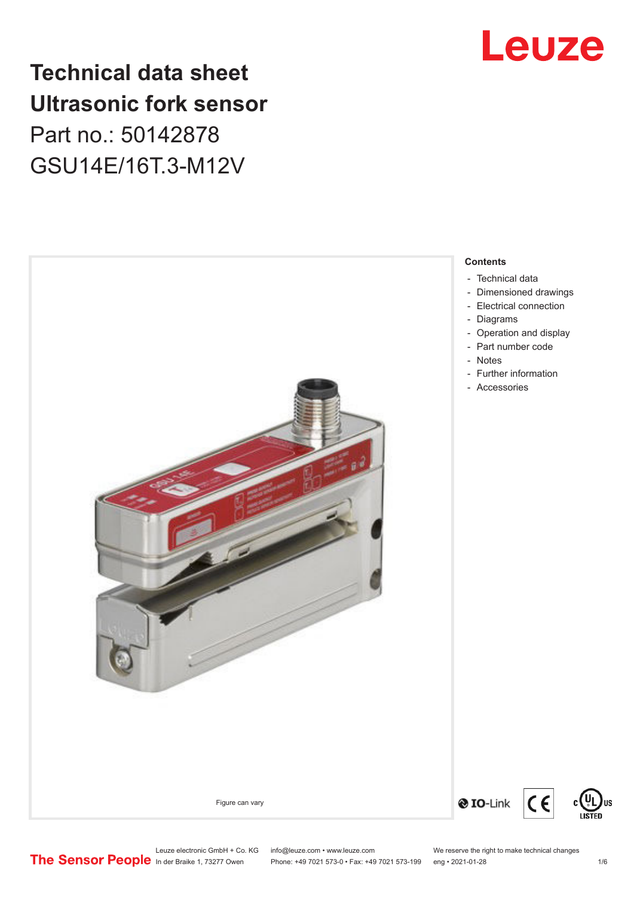# Technical data sheet
# Ultrasonic fork sensor

Part no.: 50142878

GSU14E/16T.3-M12V

Figure can vary

**Contents**

- Technical data
- Dimensioned drawings
- Electrical connection
- Diagrams
- Operation and display
- Part number code
- Notes
- Further information
- Accessories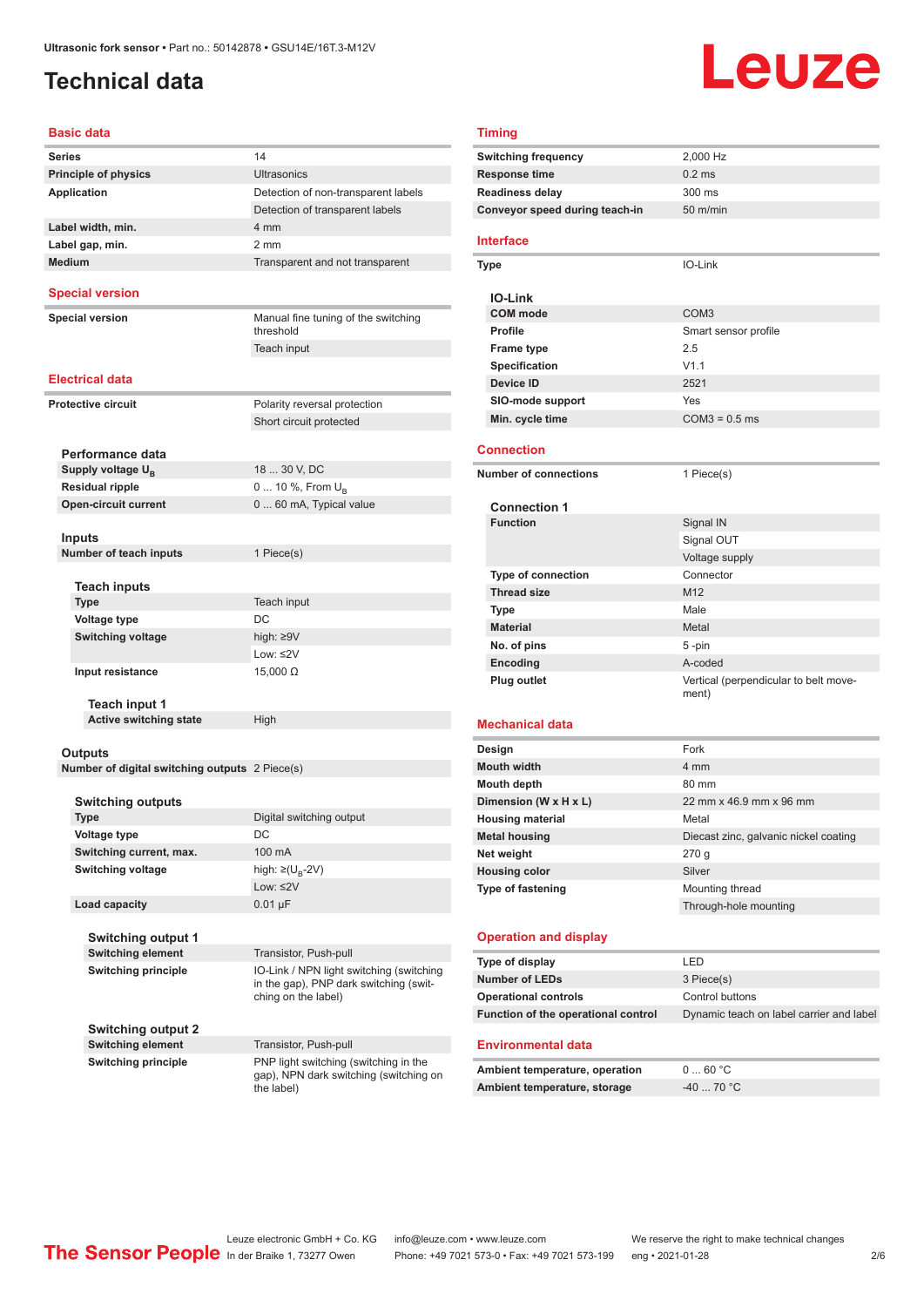Ultrasonic fork sensor • Part no.: 50142878 • GSU14E/16T.3-M12V

# Technical data

## Basic data

| | |
|---|---|
| **Series** | 14 |
| **Principle of physics** | Ultrasonics |
| **Application** | Detection of non-transparent labels |
| | Detection of transparent labels |
| **Label width, min.** | 4 mm |
| **Label gap, min.** | 2 mm |
| **Medium** | Transparent and not transparent |

## Special version

| | |
|---|---|
| **Special version** | Manual fine tuning of the switching threshold |
| | Teach input |

## Electrical data

| | |
|---|---|
| **Protective circuit** | Polarity reversal protection |
| | Short circuit protected |

### Performance data

| | |
|---|---|
| **Supply voltage $U_B$** | 18 ... 30 V, DC |
| **Residual ripple** | 0 ... 10 %, From $U_B$ |
| **Open-circuit current** | 0 ... 60 mA, Typical value |

### Inputs

| | |
|---|---|
| **Number of teach inputs** | 1 Piece(s) |

#### Teach inputs

| | |
|---|---|
| **Type** | Teach input |
| **Voltage type** | DC |
| **Switching voltage** | high: ≥9V |
| | Low: ≤2V |
| **Input resistance** | 15,000 Ω |

##### Teach input 1

| | |
|---|---|
| **Active switching state** | High |

### Outputs

| | |
|---|---|
| **Number of digital switching outputs** | 2 Piece(s) |

#### Switching outputs

| | |
|---|---|
| **Type** | Digital switching output |
| **Voltage type** | DC |
| **Switching current, max.** | 100 mA |
| **Switching voltage** | high: ≥($U_B$-2V) |
| | Low: ≤2V |
| **Load capacity** | 0.01 µF |

##### Switching output 1

| | |
|---|---|
| **Switching element** | Transistor, Push-pull |
| **Switching principle** | IO-Link / NPN light switching (switching in the gap), PNP dark switching (switching on the label) |

##### Switching output 2

| | |
|---|---|
| **Switching element** | Transistor, Push-pull |
| **Switching principle** | PNP light switching (switching in the gap), NPN dark switching (switching on the label) |

## Timing

| | |
|---|---|
| **Switching frequency** | 2,000 Hz |
| **Response time** | 0.2 ms |
| **Readiness delay** | 300 ms |
| **Conveyor speed during teach-in** | 50 m/min |

## Interface

| | |
|---|---|
| **Type** | IO-Link |

### IO-Link

| | |
|---|---|
| **COM mode** | COM3 |
| **Profile** | Smart sensor profile |
| **Frame type** | 2.5 |
| **Specification** | V1.1 |
| **Device ID** | 2521 |
| **SIO-mode support** | Yes |
| **Min. cycle time** | COM3 = 0.5 ms |

## Connection

| | |
|---|---|
| **Number of connections** | 1 Piece(s) |

### Connection 1

| | |
|---|---|
| **Function** | Signal IN |
| | Signal OUT |
| | Voltage supply |
| **Type of connection** | Connector |
| **Thread size** | M12 |
| **Type** | Male |
| **Material** | Metal |
| **No. of pins** | 5 -pin |
| **Encoding** | A-coded |
| **Plug outlet** | Vertical (perpendicular to belt movement) |

## Mechanical data

| | |
|---|---|
| **Design** | Fork |
| **Mouth width** | 4 mm |
| **Mouth depth** | 80 mm |
| **Dimension (W x H x L)** | 22 mm x 46.9 mm x 96 mm |
| **Housing material** | Metal |
| **Metal housing** | Diecast zinc, galvanic nickel coating |
| **Net weight** | 270 g |
| **Housing color** | Silver |
| **Type of fastening** | Mounting thread |
| | Through-hole mounting |

## Operation and display

| | |
|---|---|
| **Type of display** | LED |
| **Number of LEDs** | 3 Piece(s) |
| **Operational controls** | Control buttons |
| **Function of the operational control** | Dynamic teach on label carrier and label |

## Environmental data

| | |
|---|---|
| **Ambient temperature, operation** | 0 ... 60 °C |
| **Ambient temperature, storage** | -40 ... 70 °C |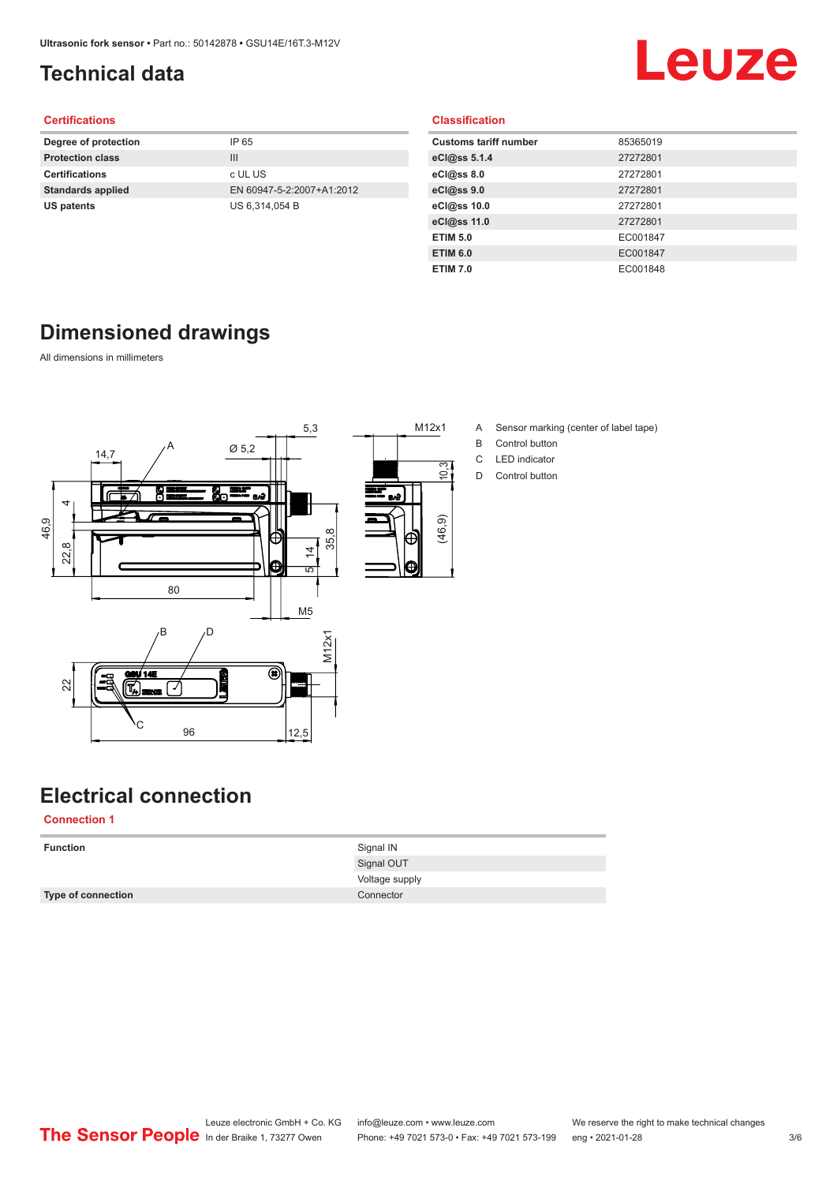# Technical data

## Certifications

| | |
|---|---|
| **Degree of protection** | IP 65 |
| **Protection class** | III |
| **Certifications** | c UL US |
| **Standards applied** | EN 60947-5-2:2007+A1:2012 |
| **US patents** | US 6,314,054 B |

## Classification

| | |
|---|---|
| **Customs tariff number** | 85365019 |
| **eCl@ss 5.1.4** | 27272801 |
| **eCl@ss 8.0** | 27272801 |
| **eCl@ss 9.0** | 27272801 |
| **eCl@ss 10.0** | 27272801 |
| **eCl@ss 11.0** | 27272801 |
| **ETIM 5.0** | EC001847 |
| **ETIM 6.0** | EC001847 |
| **ETIM 7.0** | EC001848 |

# Dimensioned drawings

All dimensions in millimeters

A Sensor marking (center of label tape)
B Control button
C LED indicator
D Control button

# Electrical connection

## Connection 1

| | |
|---|---|
| **Function** | Signal IN |
| | Signal OUT |
| | Voltage supply |
| **Type of connection** | Connector |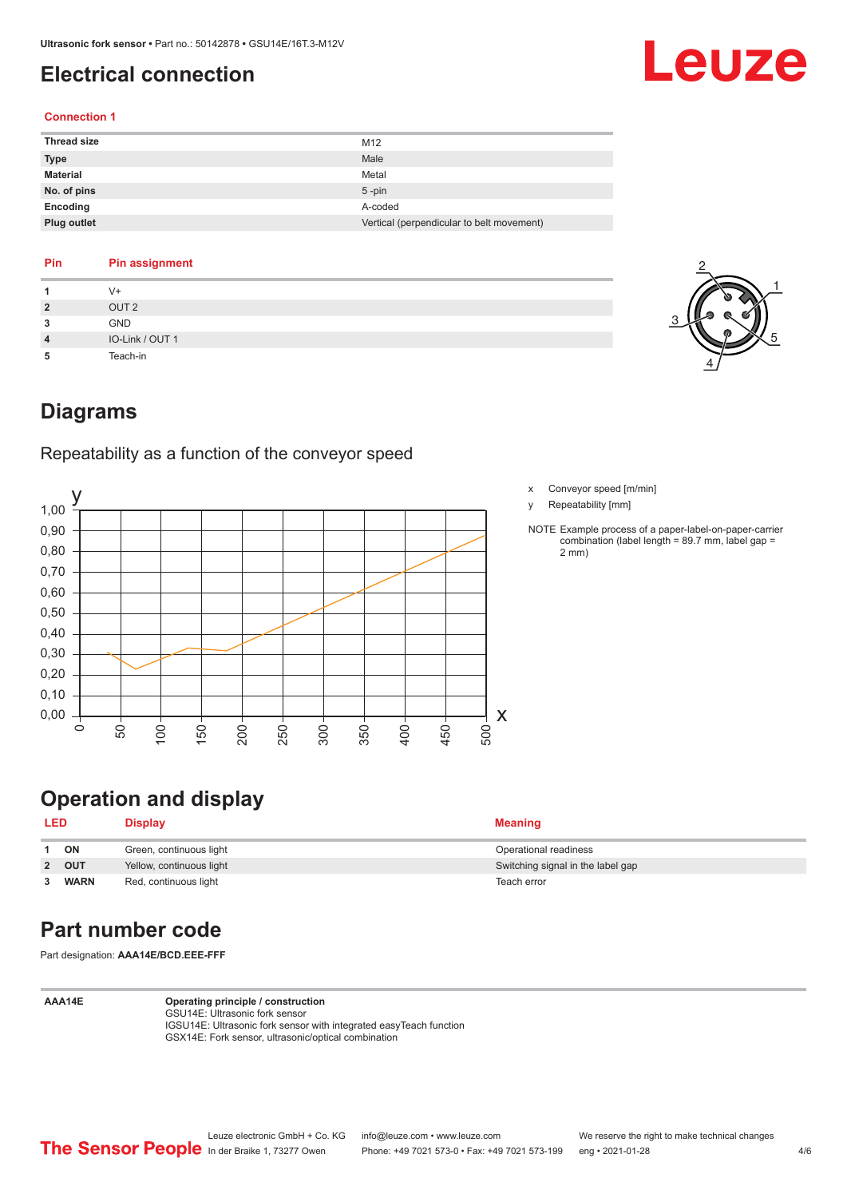# Electrical connection

### Connection 1

| | |
|---|---|
| **Thread size** | M12 |
| **Type** | Male |
| **Material** | Metal |
| **No. of pins** | 5 -pin |
| **Encoding** | A-coded |
| **Plug outlet** | Vertical (perpendicular to belt movement) |

| Pin | Pin assignment |
|---|---|
| 1 | V+ |
| 2 | OUT 2 |
| 3 | GND |
| 4 | IO-Link / OUT 1 |
| 5 | Teach-in |

# Diagrams

Repeatability as a function of the conveyor speed

x Conveyor speed [m/min]

y Repeatability [mm]

NOTE Example process of a paper-label-on-paper-carrier combination (label length = 89.7 mm, label gap = 2 mm)

# Operation and display

| LED | | Display | Meaning |
|---|---|---|---|
| 1 | **ON** | Green, continuous light | Operational readiness |
| 2 | **OUT** | Yellow, continuous light | Switching signal in the label gap |
| 3 | **WARN** | Red, continuous light | Teach error |

# Part number code

Part designation: **AAA14E/BCD.EEE-FFF**

| | |
|---|---|
| **AAA14E** | **Operating principle / construction**<br>GSU14E: Ultrasonic fork sensor<br>IGSU14E: Ultrasonic fork sensor with integrated easyTeach function<br>GSX14E: Fork sensor, ultrasonic/optical combination |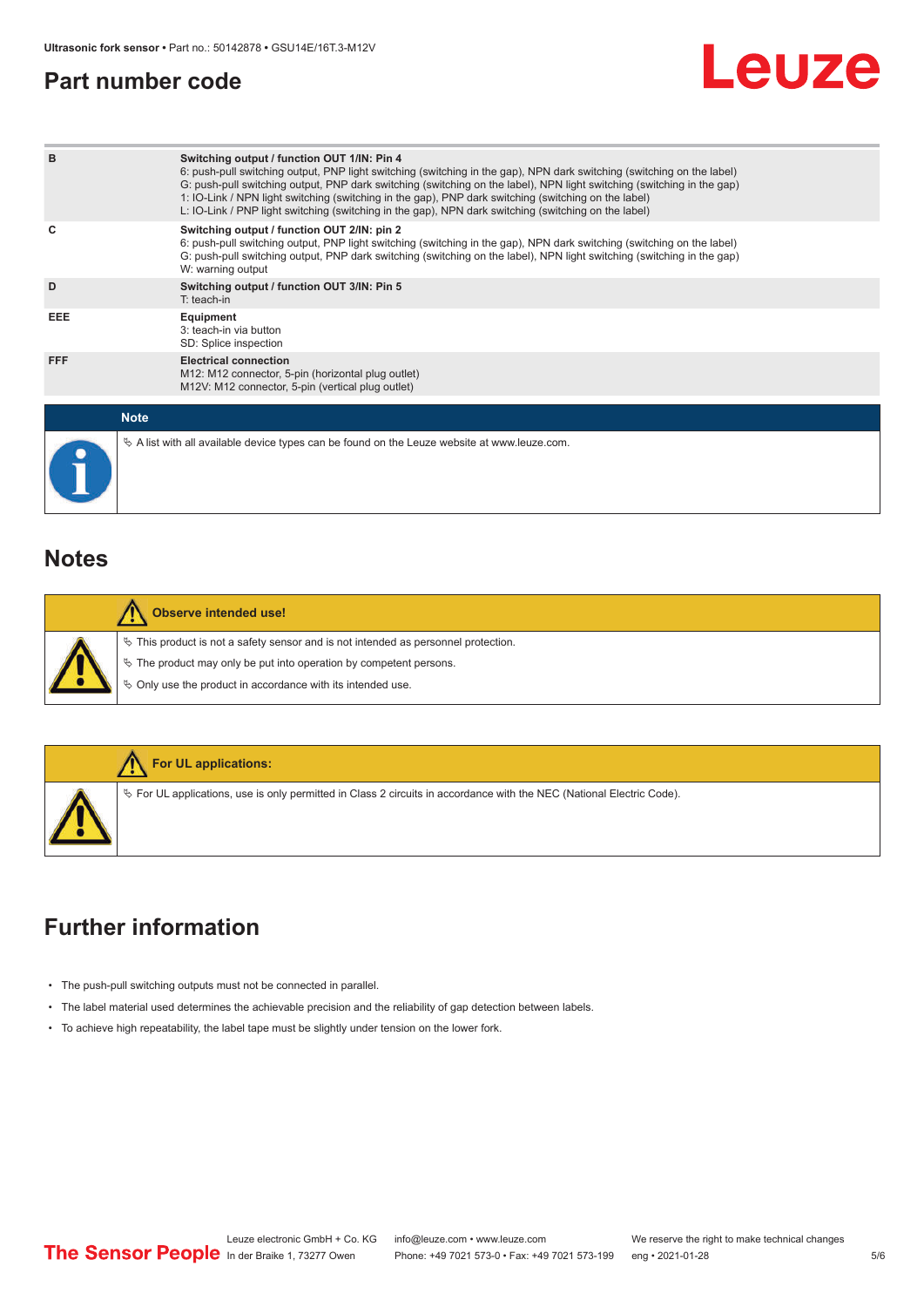## Part number code

| | |
|---|---|
| B | **Switching output / function OUT 1/IN: Pin 4**<br>6: push-pull switching output, PNP light switching (switching in the gap), NPN dark switching (switching on the label)<br>G: push-pull switching output, PNP dark switching (switching on the label), NPN light switching (switching in the gap)<br>1: IO-Link / NPN light switching (switching in the gap), PNP dark switching (switching on the label)<br>L: IO-Link / PNP light switching (switching in the gap), NPN dark switching (switching on the label) |
| C | **Switching output / function OUT 2/IN: pin 2**<br>6: push-pull switching output, PNP light switching (switching in the gap), NPN dark switching (switching on the label)<br>G: push-pull switching output, PNP dark switching (switching on the label), NPN light switching (switching in the gap)<br>W: warning output |
| D | **Switching output / function OUT 3/IN: Pin 5**<br>T: teach-in |
| EEE | **Equipment**<br>3: teach-in via button<br>SD: Splice inspection |
| FFF | **Electrical connection**<br>M12: M12 connector, 5-pin (horizontal plug outlet)<br>M12V: M12 connector, 5-pin (vertical plug outlet) |

**Note**

- A list with all available device types can be found on the Leuze website at www.leuze.com.

## Notes

**Observe intended use!**

- This product is not a safety sensor and is not intended as personnel protection.
- The product may only be put into operation by competent persons.
- Only use the product in accordance with its intended use.

**For UL applications:**

- For UL applications, use is only permitted in Class 2 circuits in accordance with the NEC (National Electric Code).

## Further information

- The push-pull switching outputs must not be connected in parallel.
- The label material used determines the achievable precision and the reliability of gap detection between labels.
- To achieve high repeatability, the label tape must be slightly under tension on the lower fork.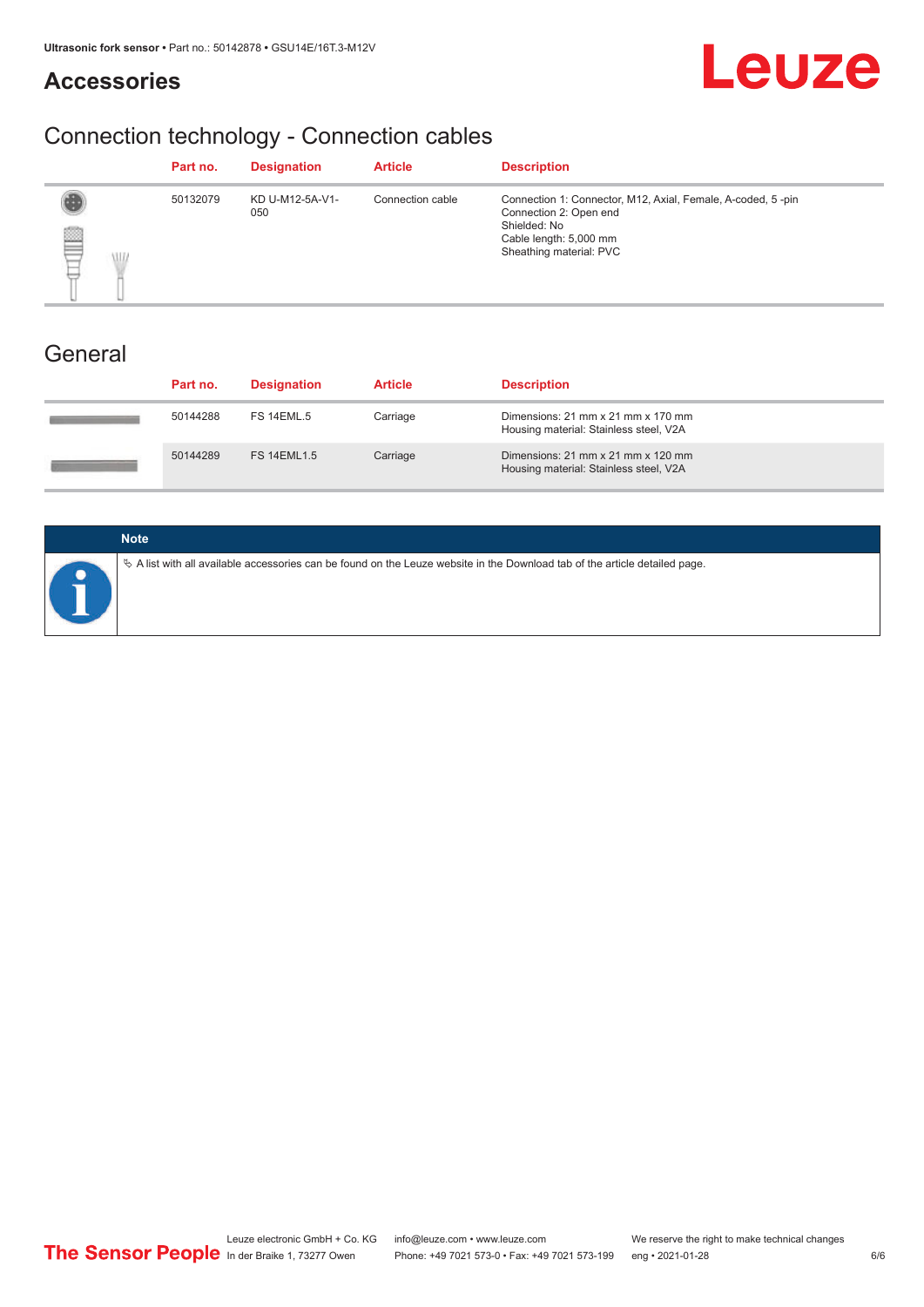## Accessories

### Connection technology - Connection cables

| | Part no. | Designation | Article | Description |
|---|---|---|---|---|
| | 50132079 | KD U-M12-5A-V1-050 | Connection cable | Connection 1: Connector, M12, Axial, Female, A-coded, 5 -pin<br>Connection 2: Open end<br>Shielded: No<br>Cable length: 5,000 mm<br>Sheathing material: PVC |

### General

| | Part no. | Designation | Article | Description |
|---|---|---|---|---|
| | 50144288 | FS 14EML.5 | Carriage | Dimensions: 21 mm x 21 mm x 170 mm<br>Housing material: Stainless steel, V2A |
| | 50144289 | FS 14EML1.5 | Carriage | Dimensions: 21 mm x 21 mm x 120 mm<br>Housing material: Stainless steel, V2A |

**Note**

↪ A list with all available accessories can be found on the Leuze website in the Download tab of the article detailed page.